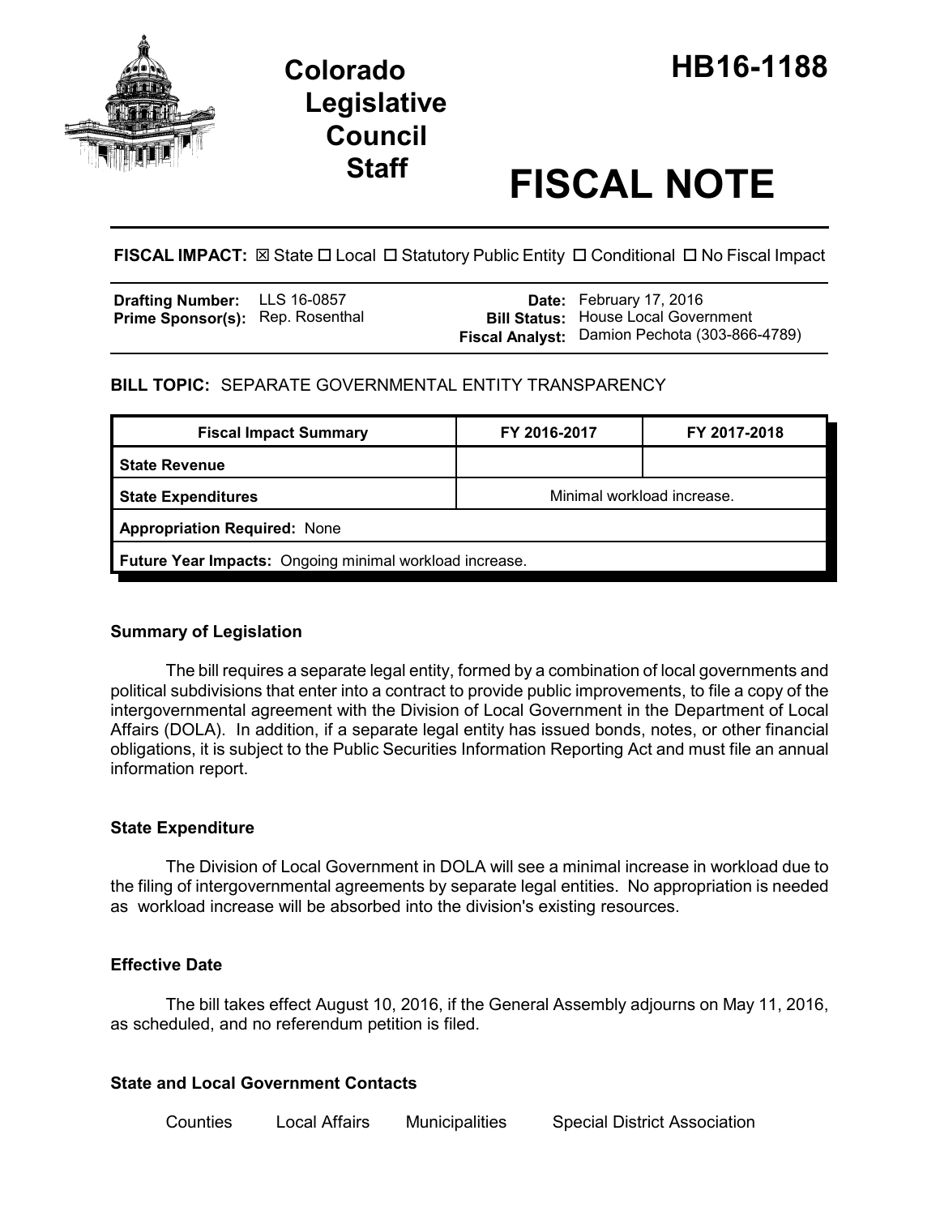# Colorado Legislative Council Staff

# HB16-1188

# FISCAL NOTE

**FISCAL IMPACT:** ☒ State ☐ Local ☐ Statutory Public Entity ☐ Conditional ☐ No Fiscal Impact

| | | | |
|---|---|---|---|
| **Drafting Number:** | LLS 16-0857 | **Date:** | February 17, 2016 |
| **Prime Sponsor(s):** | Rep. Rosenthal | **Bill Status:** | House Local Government |
| | | **Fiscal Analyst:** | Damion Pechota (303-866-4789) |

**BILL TOPIC:** SEPARATE GOVERNMENTAL ENTITY TRANSPARENCY

| Fiscal Impact Summary | FY 2016-2017 | FY 2017-2018 |
|---|---|---|
| **State Revenue** | | |
| **State Expenditures** | Minimal workload increase. | |
| **Appropriation Required:** None | | |
| **Future Year Impacts:** Ongoing minimal workload increase. | | |

### Summary of Legislation

The bill requires a separate legal entity, formed by a combination of local governments and political subdivisions that enter into a contract to provide public improvements, to file a copy of the intergovernmental agreement with the Division of Local Government in the Department of Local Affairs (DOLA). In addition, if a separate legal entity has issued bonds, notes, or other financial obligations, it is subject to the Public Securities Information Reporting Act and must file an annual information report.

### State Expenditure

The Division of Local Government in DOLA will see a minimal increase in workload due to the filing of intergovernmental agreements by separate legal entities. No appropriation is needed as workload increase will be absorbed into the division's existing resources.

### Effective Date

The bill takes effect August 10, 2016, if the General Assembly adjourns on May 11, 2016, as scheduled, and no referendum petition is filed.

### State and Local Government Contacts

Counties Local Affairs Municipalities Special District Association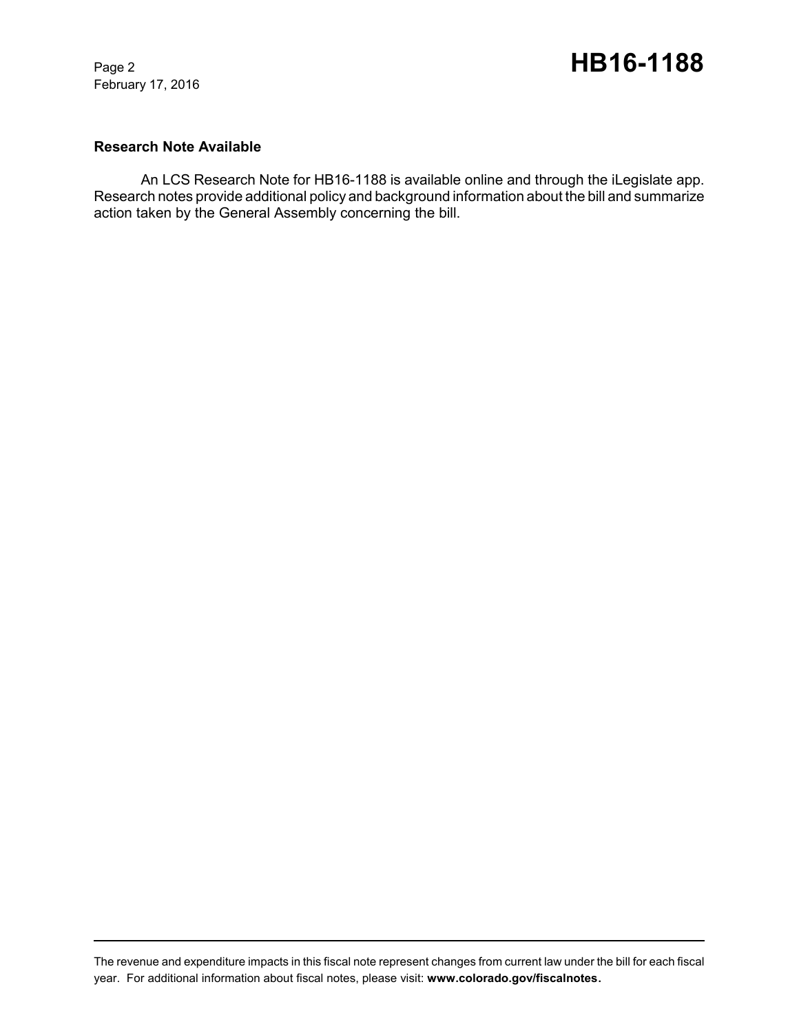**Research Note Available**

An LCS Research Note for HB16-1188 is available online and through the iLegislate app. Research notes provide additional policy and background information about the bill and summarize action taken by the General Assembly concerning the bill.

The revenue and expenditure impacts in this fiscal note represent changes from current law under the bill for each fiscal year. For additional information about fiscal notes, please visit: **www.colorado.gov/fiscalnotes.**